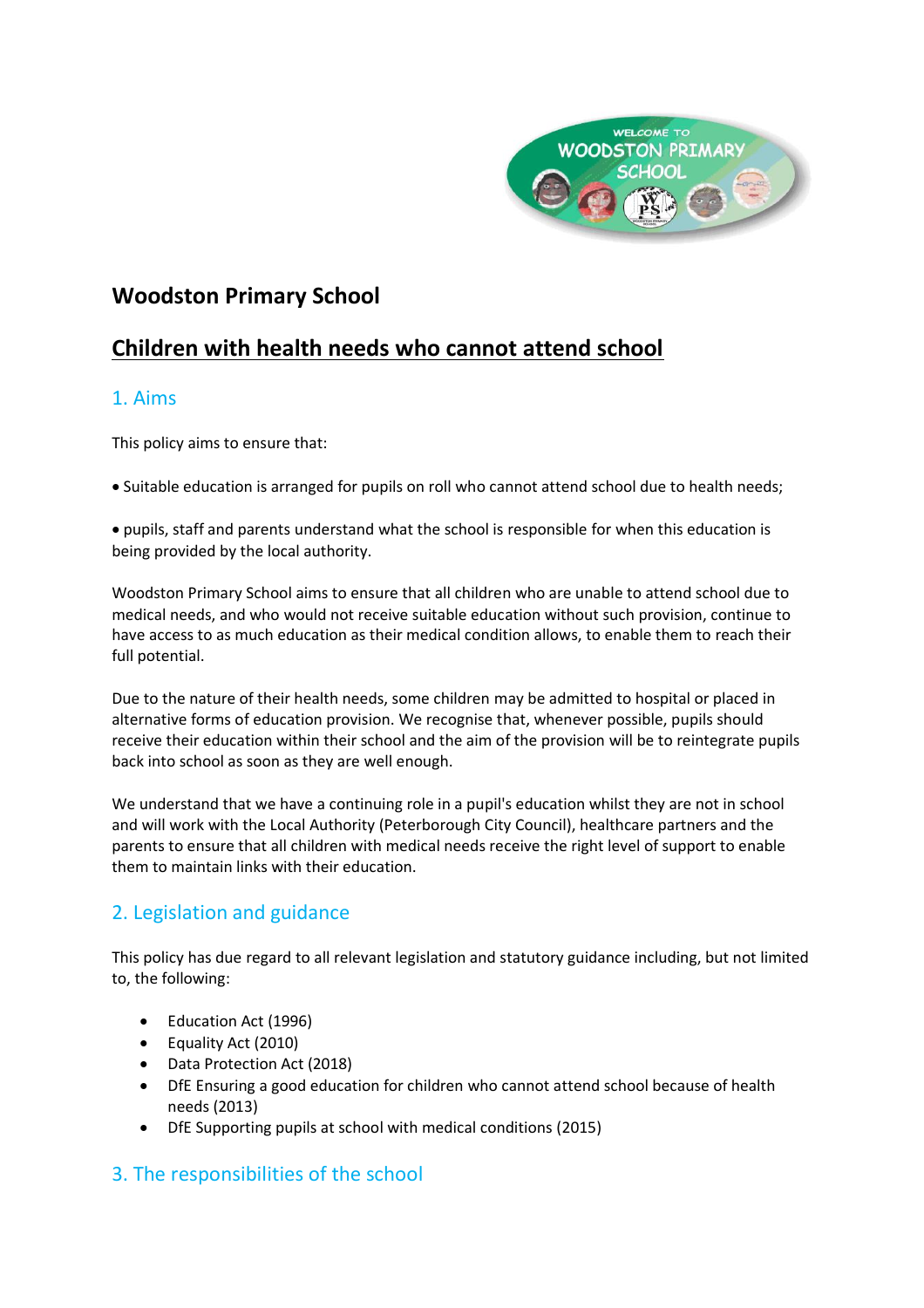# Woodston Primary School

## Children with health needs who cannot attend school

### 1. Aims

This policy aims to ensure that:

- Suitable education is arranged for pupils on roll who cannot attend school due to health needs;

- pupils, staff and parents understand what the school is responsible for when this education is being provided by the local authority.

Woodston Primary School aims to ensure that all children who are unable to attend school due to medical needs, and who would not receive suitable education without such provision, continue to have access to as much education as their medical condition allows, to enable them to reach their full potential.

Due to the nature of their health needs, some children may be admitted to hospital or placed in alternative forms of education provision. We recognise that, whenever possible, pupils should receive their education within their school and the aim of the provision will be to reintegrate pupils back into school as soon as they are well enough.

We understand that we have a continuing role in a pupil's education whilst they are not in school and will work with the Local Authority (Peterborough City Council), healthcare partners and the parents to ensure that all children with medical needs receive the right level of support to enable them to maintain links with their education.

### 2. Legislation and guidance

This policy has due regard to all relevant legislation and statutory guidance including, but not limited to, the following:

- Education Act (1996)
- Equality Act (2010)
- Data Protection Act (2018)
- DfE Ensuring a good education for children who cannot attend school because of health needs (2013)
- DfE Supporting pupils at school with medical conditions (2015)

### 3. The responsibilities of the school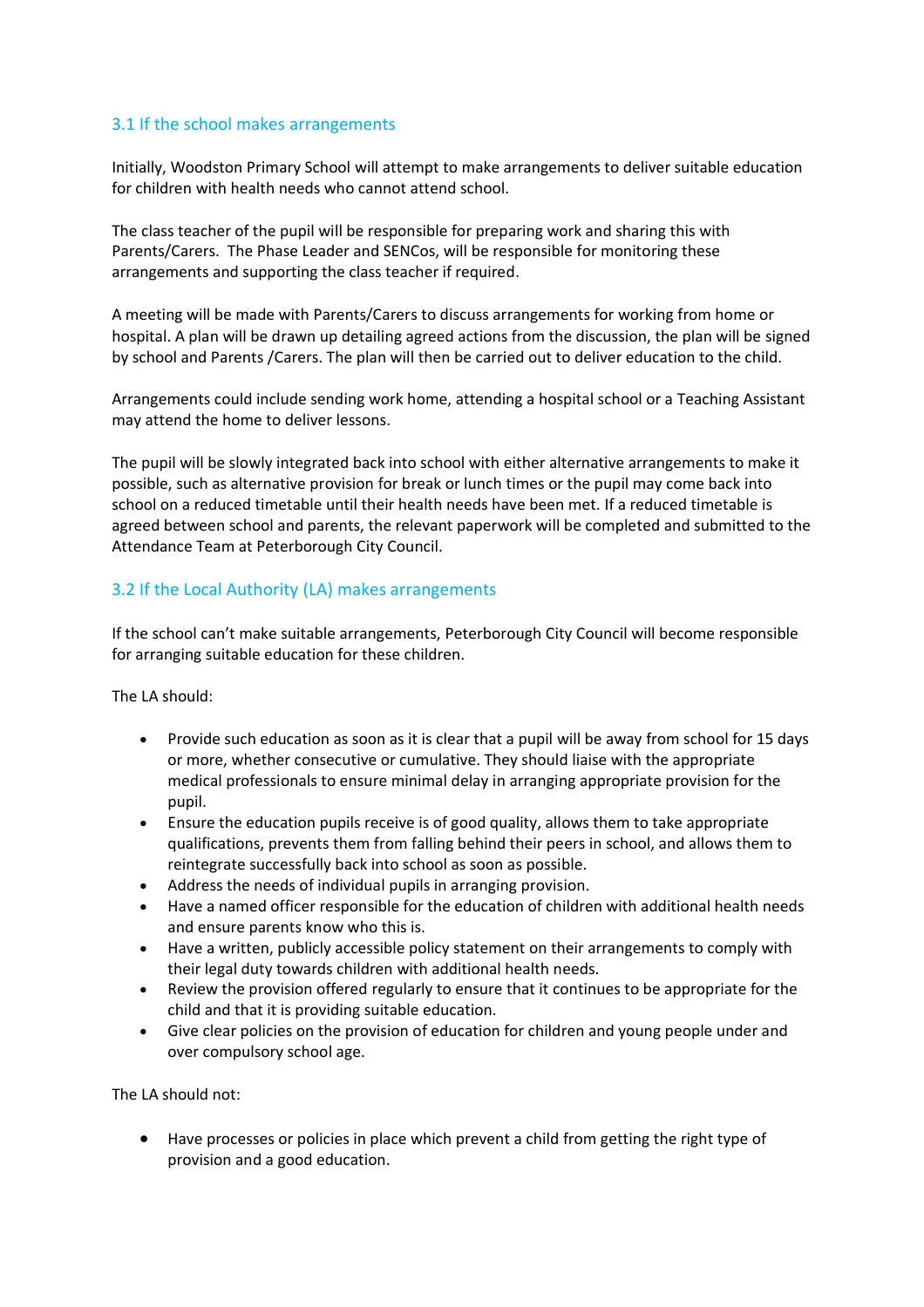### 3.1 If the school makes arrangements

Initially, Woodston Primary School will attempt to make arrangements to deliver suitable education for children with health needs who cannot attend school.

The class teacher of the pupil will be responsible for preparing work and sharing this with Parents/Carers. The Phase Leader and SENCos, will be responsible for monitoring these arrangements and supporting the class teacher if required.

A meeting will be made with Parents/Carers to discuss arrangements for working from home or hospital. A plan will be drawn up detailing agreed actions from the discussion, the plan will be signed by school and Parents /Carers. The plan will then be carried out to deliver education to the child.

Arrangements could include sending work home, attending a hospital school or a Teaching Assistant may attend the home to deliver lessons.

The pupil will be slowly integrated back into school with either alternative arrangements to make it possible, such as alternative provision for break or lunch times or the pupil may come back into school on a reduced timetable until their health needs have been met. If a reduced timetable is agreed between school and parents, the relevant paperwork will be completed and submitted to the Attendance Team at Peterborough City Council.

### 3.2 If the Local Authority (LA) makes arrangements

If the school can't make suitable arrangements, Peterborough City Council will become responsible for arranging suitable education for these children.

The LA should:

- Provide such education as soon as it is clear that a pupil will be away from school for 15 days or more, whether consecutive or cumulative. They should liaise with the appropriate medical professionals to ensure minimal delay in arranging appropriate provision for the pupil.
- Ensure the education pupils receive is of good quality, allows them to take appropriate qualifications, prevents them from falling behind their peers in school, and allows them to reintegrate successfully back into school as soon as possible.
- Address the needs of individual pupils in arranging provision.
- Have a named officer responsible for the education of children with additional health needs and ensure parents know who this is.
- Have a written, publicly accessible policy statement on their arrangements to comply with their legal duty towards children with additional health needs.
- Review the provision offered regularly to ensure that it continues to be appropriate for the child and that it is providing suitable education.
- Give clear policies on the provision of education for children and young people under and over compulsory school age.

The LA should not:

- Have processes or policies in place which prevent a child from getting the right type of provision and a good education.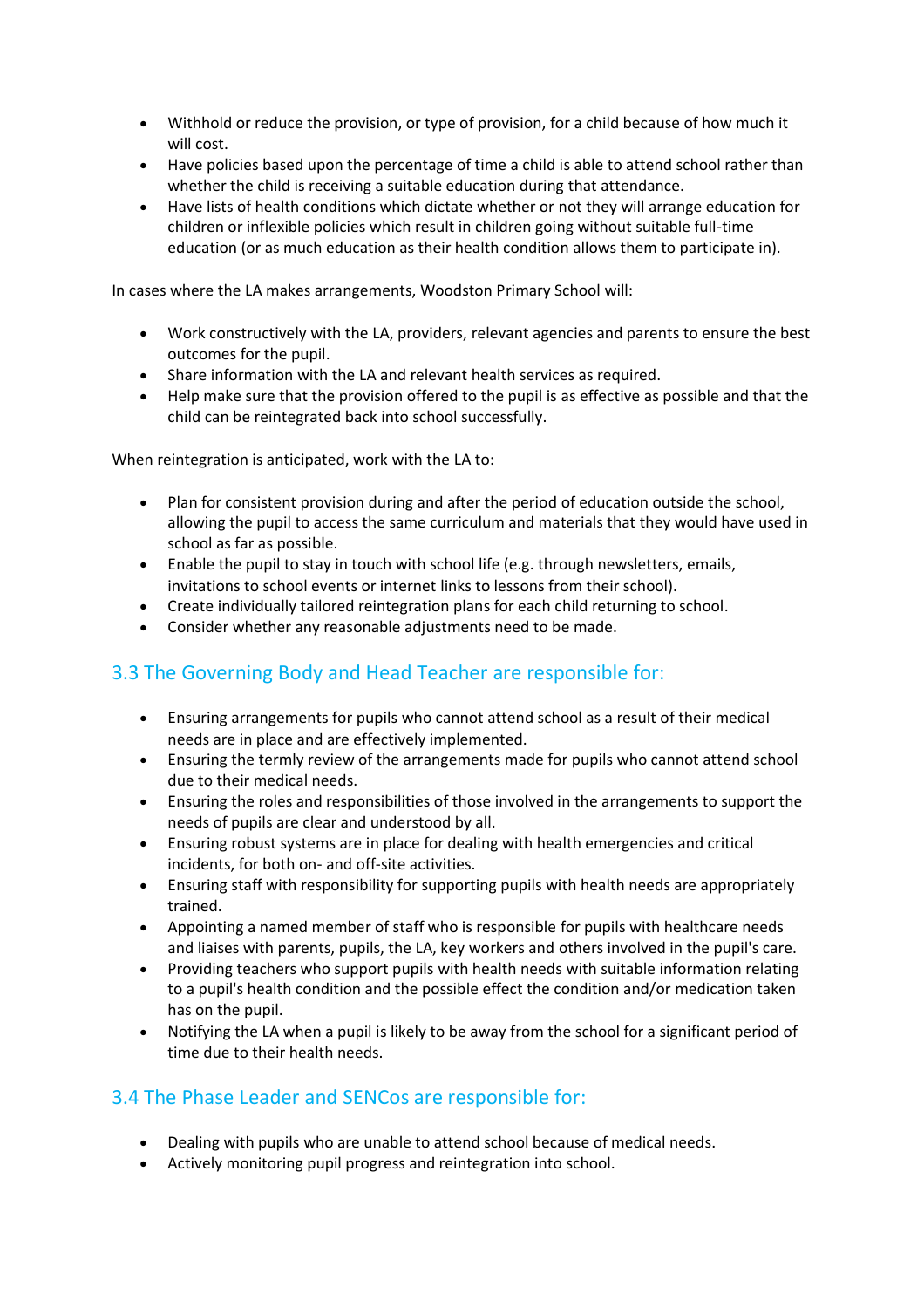- Withhold or reduce the provision, or type of provision, for a child because of how much it will cost.
- Have policies based upon the percentage of time a child is able to attend school rather than whether the child is receiving a suitable education during that attendance.
- Have lists of health conditions which dictate whether or not they will arrange education for children or inflexible policies which result in children going without suitable full-time education (or as much education as their health condition allows them to participate in).

In cases where the LA makes arrangements, Woodston Primary School will:

- Work constructively with the LA, providers, relevant agencies and parents to ensure the best outcomes for the pupil.
- Share information with the LA and relevant health services as required.
- Help make sure that the provision offered to the pupil is as effective as possible and that the child can be reintegrated back into school successfully.

When reintegration is anticipated, work with the LA to:

- Plan for consistent provision during and after the period of education outside the school, allowing the pupil to access the same curriculum and materials that they would have used in school as far as possible.
- Enable the pupil to stay in touch with school life (e.g. through newsletters, emails, invitations to school events or internet links to lessons from their school).
- Create individually tailored reintegration plans for each child returning to school.
- Consider whether any reasonable adjustments need to be made.

## 3.3 The Governing Body and Head Teacher are responsible for:

- Ensuring arrangements for pupils who cannot attend school as a result of their medical needs are in place and are effectively implemented.
- Ensuring the termly review of the arrangements made for pupils who cannot attend school due to their medical needs.
- Ensuring the roles and responsibilities of those involved in the arrangements to support the needs of pupils are clear and understood by all.
- Ensuring robust systems are in place for dealing with health emergencies and critical incidents, for both on- and off-site activities.
- Ensuring staff with responsibility for supporting pupils with health needs are appropriately trained.
- Appointing a named member of staff who is responsible for pupils with healthcare needs and liaises with parents, pupils, the LA, key workers and others involved in the pupil's care.
- Providing teachers who support pupils with health needs with suitable information relating to a pupil's health condition and the possible effect the condition and/or medication taken has on the pupil.
- Notifying the LA when a pupil is likely to be away from the school for a significant period of time due to their health needs.

## 3.4 The Phase Leader and SENCos are responsible for:

- Dealing with pupils who are unable to attend school because of medical needs.
- Actively monitoring pupil progress and reintegration into school.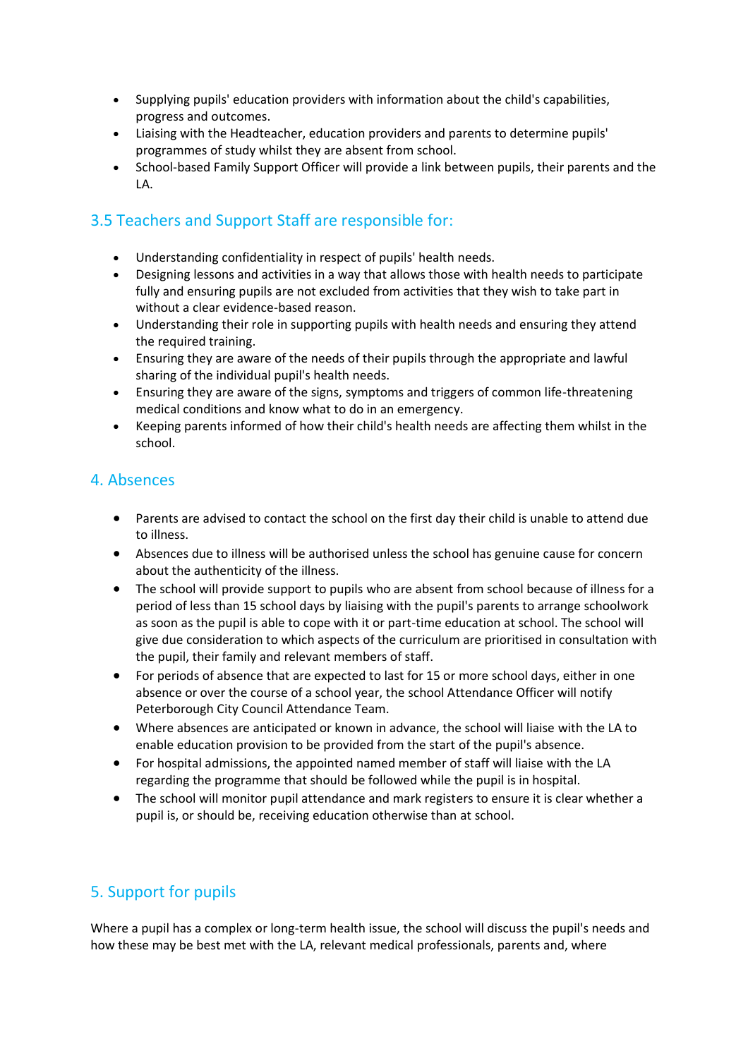- Supplying pupils' education providers with information about the child's capabilities, progress and outcomes.
- Liaising with the Headteacher, education providers and parents to determine pupils' programmes of study whilst they are absent from school.
- School-based Family Support Officer will provide a link between pupils, their parents and the LA.

## 3.5 Teachers and Support Staff are responsible for:

- Understanding confidentiality in respect of pupils' health needs.
- Designing lessons and activities in a way that allows those with health needs to participate fully and ensuring pupils are not excluded from activities that they wish to take part in without a clear evidence-based reason.
- Understanding their role in supporting pupils with health needs and ensuring they attend the required training.
- Ensuring they are aware of the needs of their pupils through the appropriate and lawful sharing of the individual pupil's health needs.
- Ensuring they are aware of the signs, symptoms and triggers of common life-threatening medical conditions and know what to do in an emergency.
- Keeping parents informed of how their child's health needs are affecting them whilst in the school.

## 4. Absences

- Parents are advised to contact the school on the first day their child is unable to attend due to illness.
- Absences due to illness will be authorised unless the school has genuine cause for concern about the authenticity of the illness.
- The school will provide support to pupils who are absent from school because of illness for a period of less than 15 school days by liaising with the pupil's parents to arrange schoolwork as soon as the pupil is able to cope with it or part-time education at school. The school will give due consideration to which aspects of the curriculum are prioritised in consultation with the pupil, their family and relevant members of staff.
- For periods of absence that are expected to last for 15 or more school days, either in one absence or over the course of a school year, the school Attendance Officer will notify Peterborough City Council Attendance Team.
- Where absences are anticipated or known in advance, the school will liaise with the LA to enable education provision to be provided from the start of the pupil's absence.
- For hospital admissions, the appointed named member of staff will liaise with the LA regarding the programme that should be followed while the pupil is in hospital.
- The school will monitor pupil attendance and mark registers to ensure it is clear whether a pupil is, or should be, receiving education otherwise than at school.

## 5. Support for pupils

Where a pupil has a complex or long-term health issue, the school will discuss the pupil's needs and how these may be best met with the LA, relevant medical professionals, parents and, where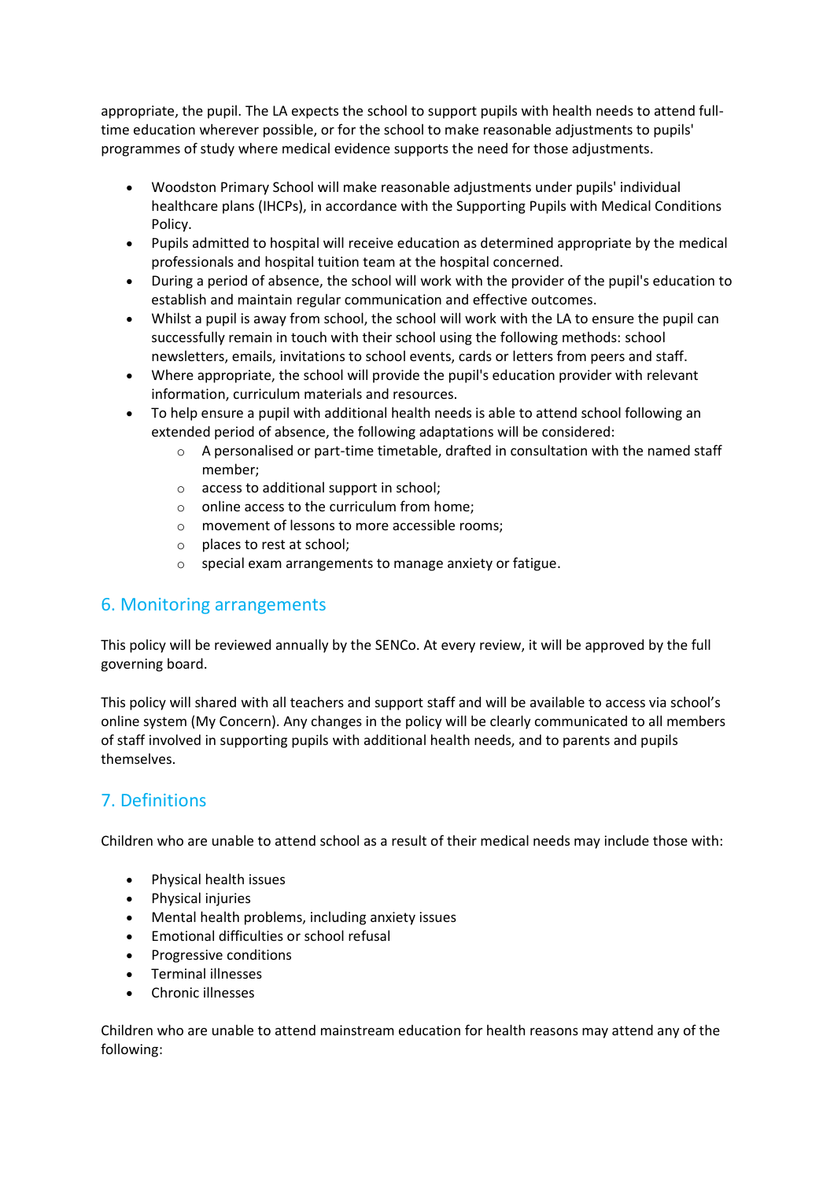appropriate, the pupil. The LA expects the school to support pupils with health needs to attend full-time education wherever possible, or for the school to make reasonable adjustments to pupils' programmes of study where medical evidence supports the need for those adjustments.

- Woodston Primary School will make reasonable adjustments under pupils' individual healthcare plans (IHCPs), in accordance with the Supporting Pupils with Medical Conditions Policy.
- Pupils admitted to hospital will receive education as determined appropriate by the medical professionals and hospital tuition team at the hospital concerned.
- During a period of absence, the school will work with the provider of the pupil's education to establish and maintain regular communication and effective outcomes.
- Whilst a pupil is away from school, the school will work with the LA to ensure the pupil can successfully remain in touch with their school using the following methods: school newsletters, emails, invitations to school events, cards or letters from peers and staff.
- Where appropriate, the school will provide the pupil's education provider with relevant information, curriculum materials and resources.
- To help ensure a pupil with additional health needs is able to attend school following an extended period of absence, the following adaptations will be considered:
    - A personalised or part-time timetable, drafted in consultation with the named staff member;
    - access to additional support in school;
    - online access to the curriculum from home;
    - movement of lessons to more accessible rooms;
    - places to rest at school;
    - special exam arrangements to manage anxiety or fatigue.

## 6. Monitoring arrangements

This policy will be reviewed annually by the SENCo. At every review, it will be approved by the full governing board.

This policy will shared with all teachers and support staff and will be available to access via school's online system (My Concern). Any changes in the policy will be clearly communicated to all members of staff involved in supporting pupils with additional health needs, and to parents and pupils themselves.

## 7. Definitions

Children who are unable to attend school as a result of their medical needs may include those with:

- Physical health issues
- Physical injuries
- Mental health problems, including anxiety issues
- Emotional difficulties or school refusal
- Progressive conditions
- Terminal illnesses
- Chronic illnesses

Children who are unable to attend mainstream education for health reasons may attend any of the following: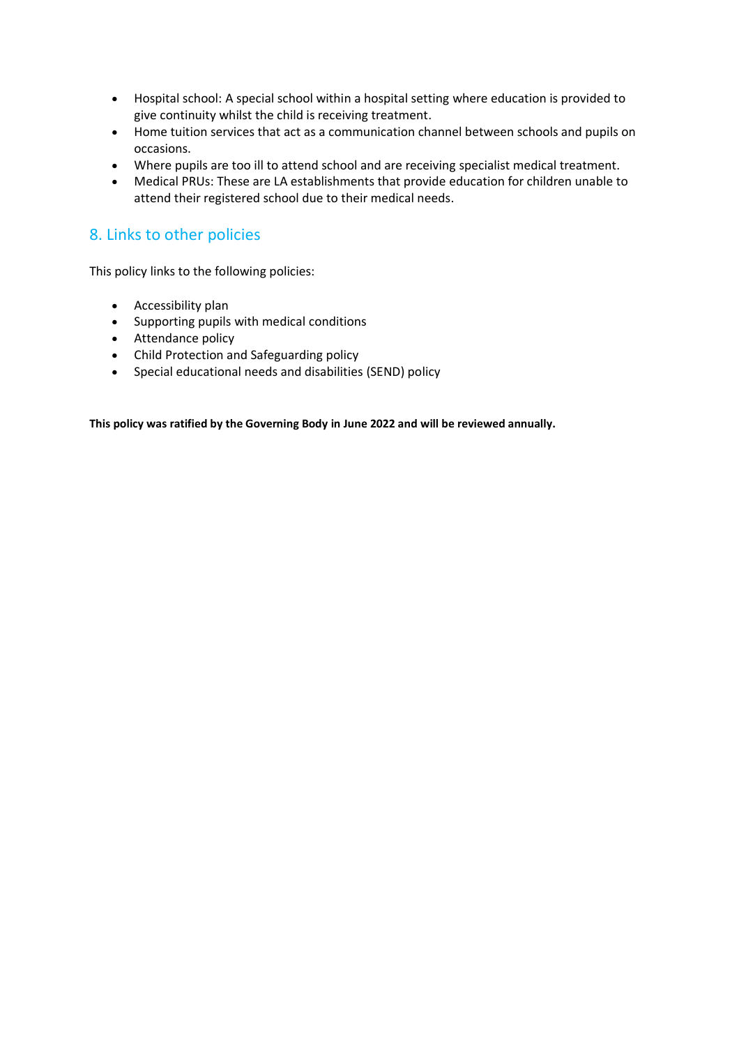- Hospital school: A special school within a hospital setting where education is provided to give continuity whilst the child is receiving treatment.
- Home tuition services that act as a communication channel between schools and pupils on occasions.
- Where pupils are too ill to attend school and are receiving specialist medical treatment.
- Medical PRUs: These are LA establishments that provide education for children unable to attend their registered school due to their medical needs.

## 8. Links to other policies

This policy links to the following policies:

- Accessibility plan
- Supporting pupils with medical conditions
- Attendance policy
- Child Protection and Safeguarding policy
- Special educational needs and disabilities (SEND) policy

**This policy was ratified by the Governing Body in June 2022 and will be reviewed annually.**